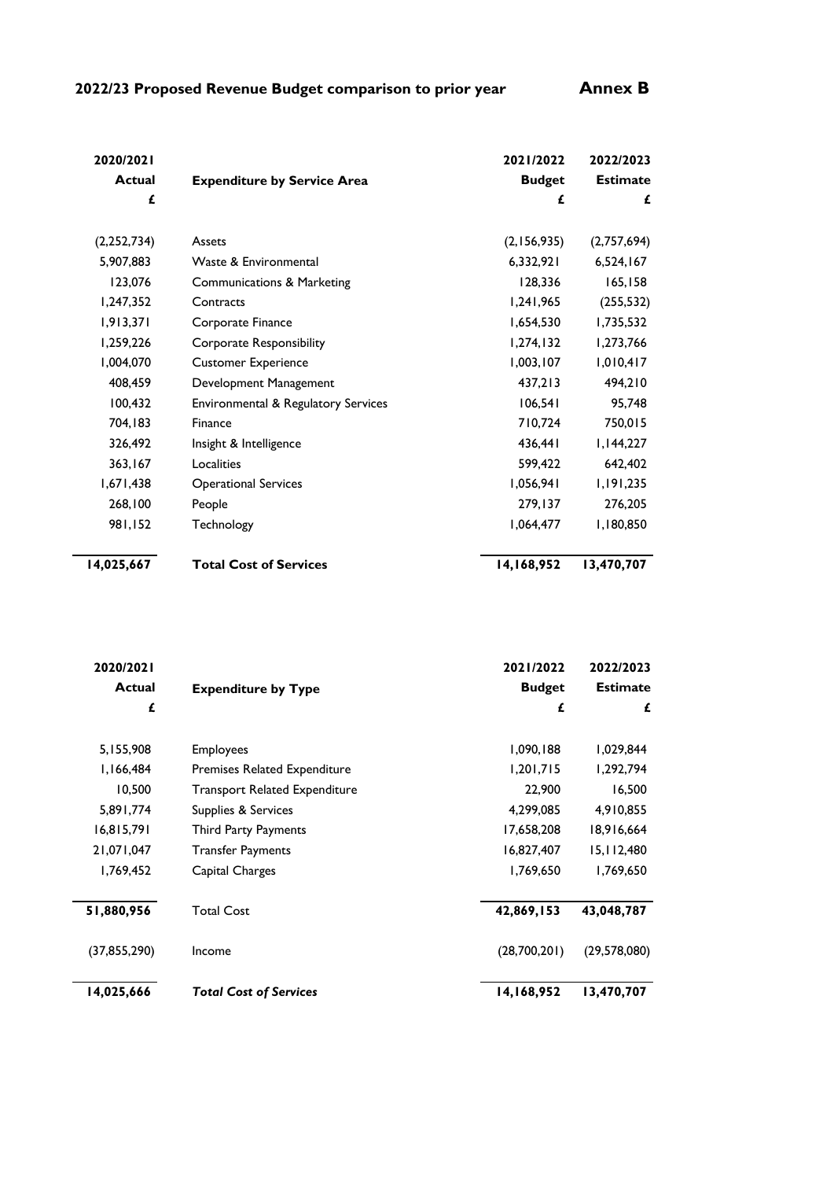## 2022/23 Proposed Revenue Budget comparison to prior year **Annex B**

| 2020/2021 Actual £ | Expenditure by Service Area | 2021/2022 Budget £ | 2022/2023 Estimate £ |
|---|---|---|---|
| (2,252,734) | Assets | (2,156,935) | (2,757,694) |
| 5,907,883 | Waste & Environmental | 6,332,921 | 6,524,167 |
| 123,076 | Communications & Marketing | 128,336 | 165,158 |
| 1,247,352 | Contracts | 1,241,965 | (255,532) |
| 1,913,371 | Corporate Finance | 1,654,530 | 1,735,532 |
| 1,259,226 | Corporate Responsibility | 1,274,132 | 1,273,766 |
| 1,004,070 | Customer Experience | 1,003,107 | 1,010,417 |
| 408,459 | Development Management | 437,213 | 494,210 |
| 100,432 | Environmental & Regulatory Services | 106,541 | 95,748 |
| 704,183 | Finance | 710,724 | 750,015 |
| 326,492 | Insight & Intelligence | 436,441 | 1,144,227 |
| 363,167 | Localities | 599,422 | 642,402 |
| 1,671,438 | Operational Services | 1,056,941 | 1,191,235 |
| 268,100 | People | 279,137 | 276,205 |
| 981,152 | Technology | 1,064,477 | 1,180,850 |
| **14,025,667** | **Total Cost of Services** | **14,168,952** | **13,470,707** |

| 2020/2021 Actual £ | Expenditure by Type | 2021/2022 Budget £ | 2022/2023 Estimate £ |
|---|---|---|---|
| 5,155,908 | Employees | 1,090,188 | 1,029,844 |
| 1,166,484 | Premises Related Expenditure | 1,201,715 | 1,292,794 |
| 10,500 | Transport Related Expenditure | 22,900 | 16,500 |
| 5,891,774 | Supplies & Services | 4,299,085 | 4,910,855 |
| 16,815,791 | Third Party Payments | 17,658,208 | 18,916,664 |
| 21,071,047 | Transfer Payments | 16,827,407 | 15,112,480 |
| 1,769,452 | Capital Charges | 1,769,650 | 1,769,650 |
| **51,880,956** | Total Cost | **42,869,153** | **43,048,787** |
| (37,855,290) | Income | (28,700,201) | (29,578,080) |
| **14,025,666** | ***Total Cost of Services*** | **14,168,952** | **13,470,707** |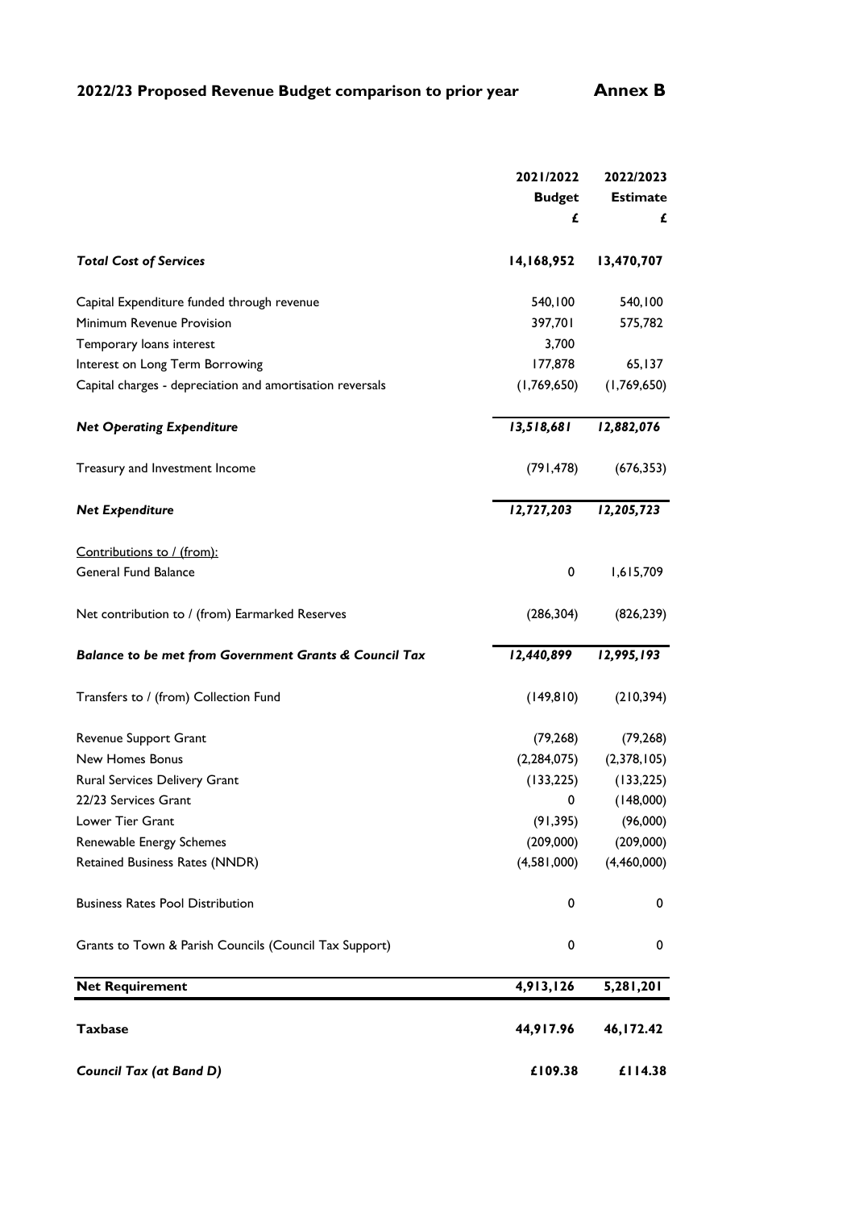## 2022/23 Proposed Revenue Budget comparison to prior year **Annex B**

| | 2021/2022 Budget £ | 2022/2023 Estimate £ |
|---|---|---|
| ***Total Cost of Services*** | **14,168,952** | **13,470,707** |
| Capital Expenditure funded through revenue | 540,100 | 540,100 |
| Minimum Revenue Provision | 397,701 | 575,782 |
| Temporary loans interest | 3,700 | |
| Interest on Long Term Borrowing | 177,878 | 65,137 |
| Capital charges - depreciation and amortisation reversals | (1,769,650) | (1,769,650) |
| ***Net Operating Expenditure*** | ***13,518,681*** | ***12,882,076*** |
| Treasury and Investment Income | (791,478) | (676,353) |
| ***Net Expenditure*** | ***12,727,203*** | ***12,205,723*** |
| Contributions to / (from): | | |
| General Fund Balance | 0 | 1,615,709 |
| Net contribution to / (from) Earmarked Reserves | (286,304) | (826,239) |
| ***Balance to be met from Government Grants & Council Tax*** | ***12,440,899*** | ***12,995,193*** |
| Transfers to / (from) Collection Fund | (149,810) | (210,394) |
| Revenue Support Grant | (79,268) | (79,268) |
| New Homes Bonus | (2,284,075) | (2,378,105) |
| Rural Services Delivery Grant | (133,225) | (133,225) |
| 22/23 Services Grant | 0 | (148,000) |
| Lower Tier Grant | (91,395) | (96,000) |
| Renewable Energy Schemes | (209,000) | (209,000) |
| Retained Business Rates (NNDR) | (4,581,000) | (4,460,000) |
| Business Rates Pool Distribution | 0 | 0 |
| Grants to Town & Parish Councils (Council Tax Support) | 0 | 0 |
| **Net Requirement** | **4,913,126** | **5,281,201** |
| **Taxbase** | **44,917.96** | **46,172.42** |
| ***Council Tax (at Band D)*** | **£109.38** | **£114.38** |